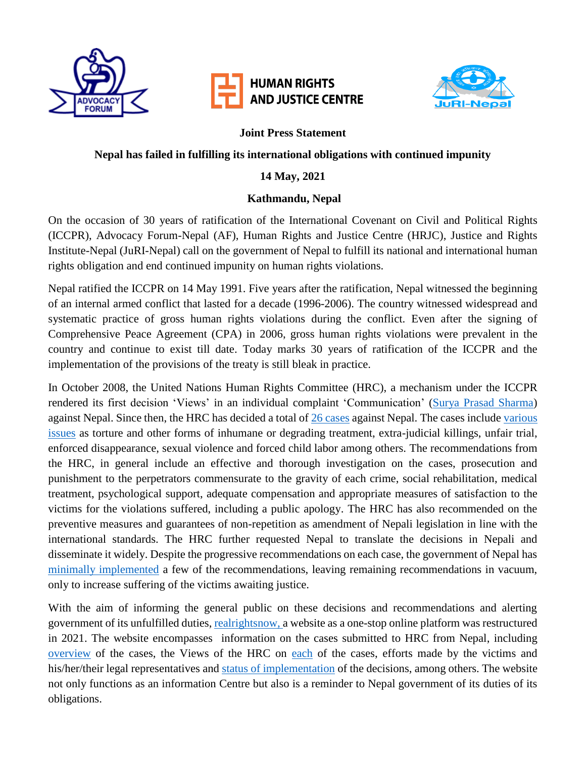**Joint Press Statement**

**Nepal has failed in fulfilling its international obligations with continued impunity**

**14 May, 2021**

**Kathmandu, Nepal**

On the occasion of 30 years of ratification of the International Covenant on Civil and Political Rights (ICCPR), Advocacy Forum-Nepal (AF), Human Rights and Justice Centre (HRJC), Justice and Rights Institute-Nepal (JuRI-Nepal) call on the government of Nepal to fulfill its national and international human rights obligation and end continued impunity on human rights violations.

Nepal ratified the ICCPR on 14 May 1991. Five years after the ratification, Nepal witnessed the beginning of an internal armed conflict that lasted for a decade (1996-2006). The country witnessed widespread and systematic practice of gross human rights violations during the conflict. Even after the signing of Comprehensive Peace Agreement (CPA) in 2006, gross human rights violations were prevalent in the country and continue to exist till date. Today marks 30 years of ratification of the ICCPR and the implementation of the provisions of the treaty is still bleak in practice.

In October 2008, the United Nations Human Rights Committee (HRC), a mechanism under the ICCPR rendered its first decision 'Views' in an individual complaint 'Communication' (Surya Prasad Sharma) against Nepal. Since then, the HRC has decided a total of 26 cases against Nepal. The cases include various issues as torture and other forms of inhumane or degrading treatment, extra-judicial killings, unfair trial, enforced disappearance, sexual violence and forced child labor among others. The recommendations from the HRC, in general include an effective and thorough investigation on the cases, prosecution and punishment to the perpetrators commensurate to the gravity of each crime, social rehabilitation, medical treatment, psychological support, adequate compensation and appropriate measures of satisfaction to the victims for the violations suffered, including a public apology. The HRC has also recommended on the preventive measures and guarantees of non-repetition as amendment of Nepali legislation in line with the international standards. The HRC further requested Nepal to translate the decisions in Nepali and disseminate it widely. Despite the progressive recommendations on each case, the government of Nepal has minimally implemented a few of the recommendations, leaving remaining recommendations in vacuum, only to increase suffering of the victims awaiting justice.

With the aim of informing the general public on these decisions and recommendations and alerting government of its unfulfilled duties, realrightsnow, a website as a one-stop online platform was restructured in 2021. The website encompasses information on the cases submitted to HRC from Nepal, including overview of the cases, the Views of the HRC on each of the cases, efforts made by the victims and his/her/their legal representatives and status of implementation of the decisions, among others. The website not only functions as an information Centre but also is a reminder to Nepal government of its duties of its obligations.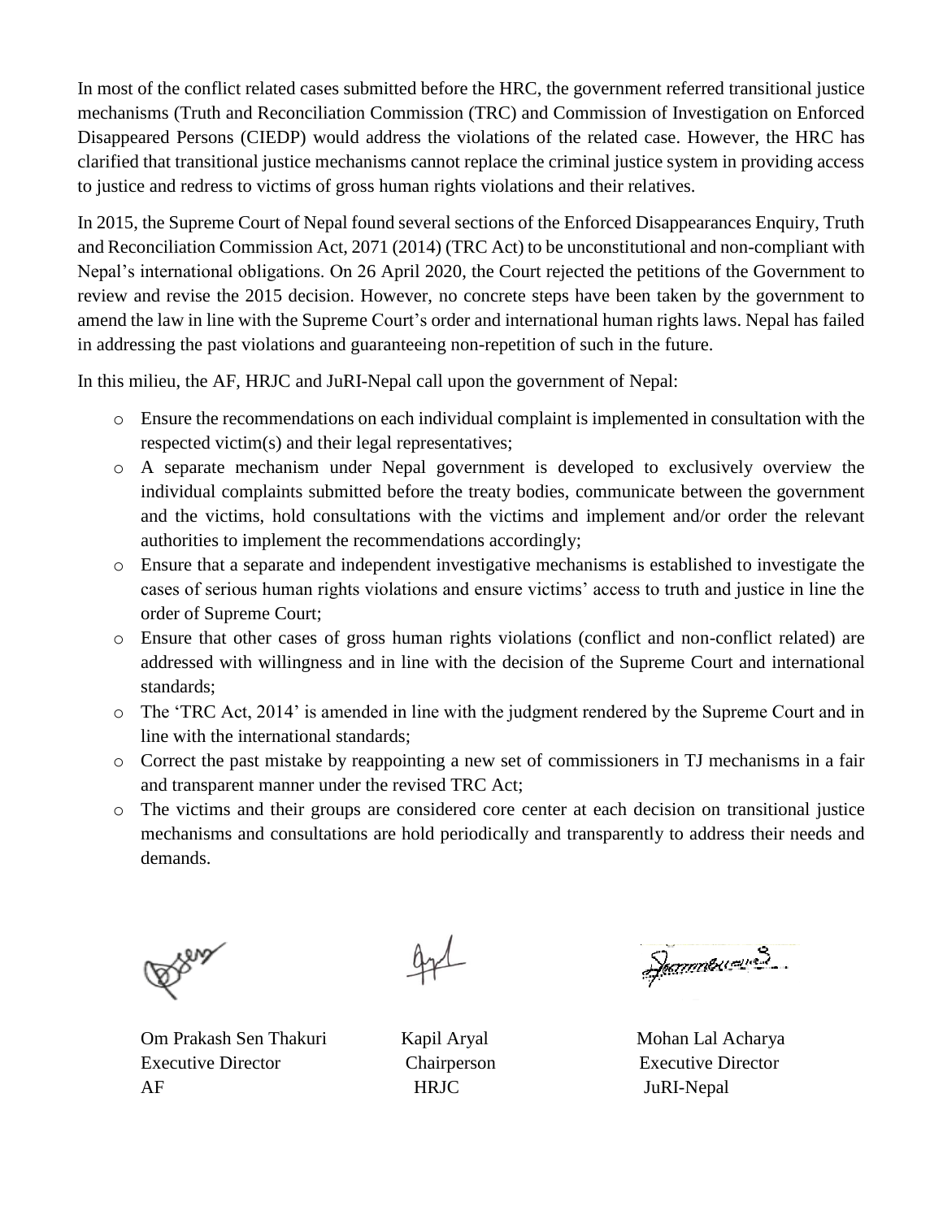In most of the conflict related cases submitted before the HRC, the government referred transitional justice mechanisms (Truth and Reconciliation Commission (TRC) and Commission of Investigation on Enforced Disappeared Persons (CIEDP) would address the violations of the related case. However, the HRC has clarified that transitional justice mechanisms cannot replace the criminal justice system in providing access to justice and redress to victims of gross human rights violations and their relatives.

In 2015, the Supreme Court of Nepal found several sections of the Enforced Disappearances Enquiry, Truth and Reconciliation Commission Act, 2071 (2014) (TRC Act) to be unconstitutional and non-compliant with Nepal's international obligations. On 26 April 2020, the Court rejected the petitions of the Government to review and revise the 2015 decision. However, no concrete steps have been taken by the government to amend the law in line with the Supreme Court's order and international human rights laws. Nepal has failed in addressing the past violations and guaranteeing non-repetition of such in the future.

In this milieu, the AF, HRJC and JuRI-Nepal call upon the government of Nepal:

- Ensure the recommendations on each individual complaint is implemented in consultation with the respected victim(s) and their legal representatives;
- A separate mechanism under Nepal government is developed to exclusively overview the individual complaints submitted before the treaty bodies, communicate between the government and the victims, hold consultations with the victims and implement and/or order the relevant authorities to implement the recommendations accordingly;
- Ensure that a separate and independent investigative mechanisms is established to investigate the cases of serious human rights violations and ensure victims' access to truth and justice in line the order of Supreme Court;
- Ensure that other cases of gross human rights violations (conflict and non-conflict related) are addressed with willingness and in line with the decision of the Supreme Court and international standards;
- The 'TRC Act, 2014' is amended in line with the judgment rendered by the Supreme Court and in line with the international standards;
- Correct the past mistake by reappointing a new set of commissioners in TJ mechanisms in a fair and transparent manner under the revised TRC Act;
- The victims and their groups are considered core center at each decision on transitional justice mechanisms and consultations are hold periodically and transparently to address their needs and demands.

| | | |
|---|---|---|
| Om Prakash Sen Thakuri | Kapil Aryal | Mohan Lal Acharya |
| Executive Director | Chairperson | Executive Director |
| AF | HRJC | JuRI-Nepal |